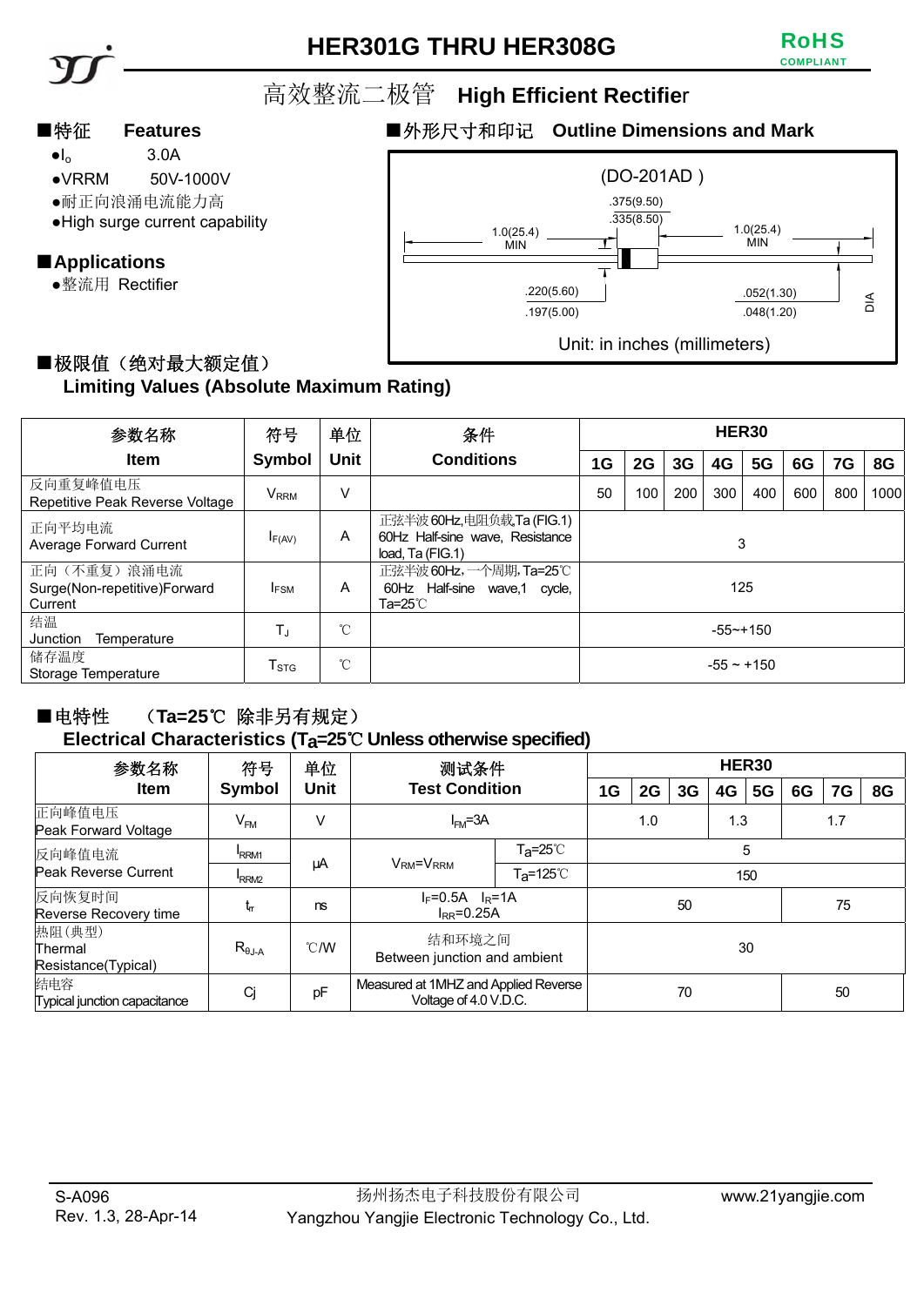# HER301G THRU HER308G

RoHS COMPLIANT

## 高效整流二极管 High Efficient Rectifier

### ■特征 Features

- $I_o$ 3.0A
- VRRM 50V-1000V
- 耐正向浪涌电流能力高
- High surge current capability

### ■Applications

- 整流用 Rectifier

### ■外形尺寸和印记 Outline Dimensions and Mark

(DO-201AD )

.375(9.50)
.335(8.50)

1.0(25.4) MIN

1.0(25.4) MIN

.220(5.60)
.197(5.00)

.052(1.30)
.048(1.20)

DIA

Unit: in inches (millimeters)

### ■极限值（绝对最大额定值） Limiting Values (Absolute Maximum Rating)

| 参数名称 Item | 符号 Symbol | 单位 Unit | 条件 Conditions | HER30 | | | | | | | |
|---|---|---|---|---|---|---|---|---|---|---|---|
| | | | | 1G | 2G | 3G | 4G | 5G | 6G | 7G | 8G |
| 反向重复峰值电压 Repetitive Peak Reverse Voltage | $V_{RRM}$ | V | | 50 | 100 | 200 | 300 | 400 | 600 | 800 | 1000 |
| 正向平均电流 Average Forward Current | $I_{F(AV)}$ | A | 正弦半波60Hz,电阻负载,Ta (FIG.1) 60Hz Half-sine wave, Resistance load, Ta (FIG.1) | 3 | | | | | | | |
| 正向（不重复）浪涌电流 Surge(Non-repetitive)Forward Current | $I_{FSM}$ | A | 正弦半波60Hz，一个周期，Ta=25℃ 60Hz Half-sine wave,1 cycle, Ta=25℃ | 125 | | | | | | | |
| 结温 Junction Temperature | $T_J$ | ℃ | | -55~+150 | | | | | | | |
| 储存温度 Storage Temperature | $T_{STG}$ | ℃ | | -55 ~ +150 | | | | | | | |

### ■电特性 （Ta=25℃ 除非另有规定） Electrical Characteristics ($T_a$=25℃ Unless otherwise specified)

| 参数名称 Item | 符号 Symbol | 单位 Unit | 测试条件 Test Condition | | HER30 | | | | | | | |
|---|---|---|---|---|---|---|---|---|---|---|---|---|
| | | | | | 1G | 2G | 3G | 4G | 5G | 6G | 7G | 8G |
| 正向峰值电压 Peak Forward Voltage | $V_{FM}$ | V | $I_{FM}$=3A | | 1.0 | | | 1.3 | | 1.7 | | |
| 反向峰值电流 Peak Reverse Current | $I_{RRM1}$ | μA | $V_{RM}$=$V_{RRM}$ | $T_a$=25℃ | 5 | | | | | | | |
| | $I_{RRM2}$ | | | $T_a$=125℃ | 150 | | | | | | | |
| 反向恢复时间 Reverse Recovery time | $t_{rr}$ | ns | $I_F$=0.5A $I_R$=1A $I_{RR}$=0.25A | | 50 | | | | | 75 | | |
| 热阻(典型) Thermal Resistance(Typical) | $R_{\theta J\text{-}A}$ | ℃/W | 结和环境之间 Between junction and ambient | | 30 | | | | | | | |
| 结电容 Typical junction capacitance | Cj | pF | Measured at 1MHZ and Applied Reverse Voltage of 4.0 V.D.C. | | 70 | | | | | 50 | | |

S-A096
Rev. 1.3, 28-Apr-14

扬州扬杰电子科技股份有限公司
Yangzhou Yangjie Electronic Technology Co., Ltd.

www.21yangjie.com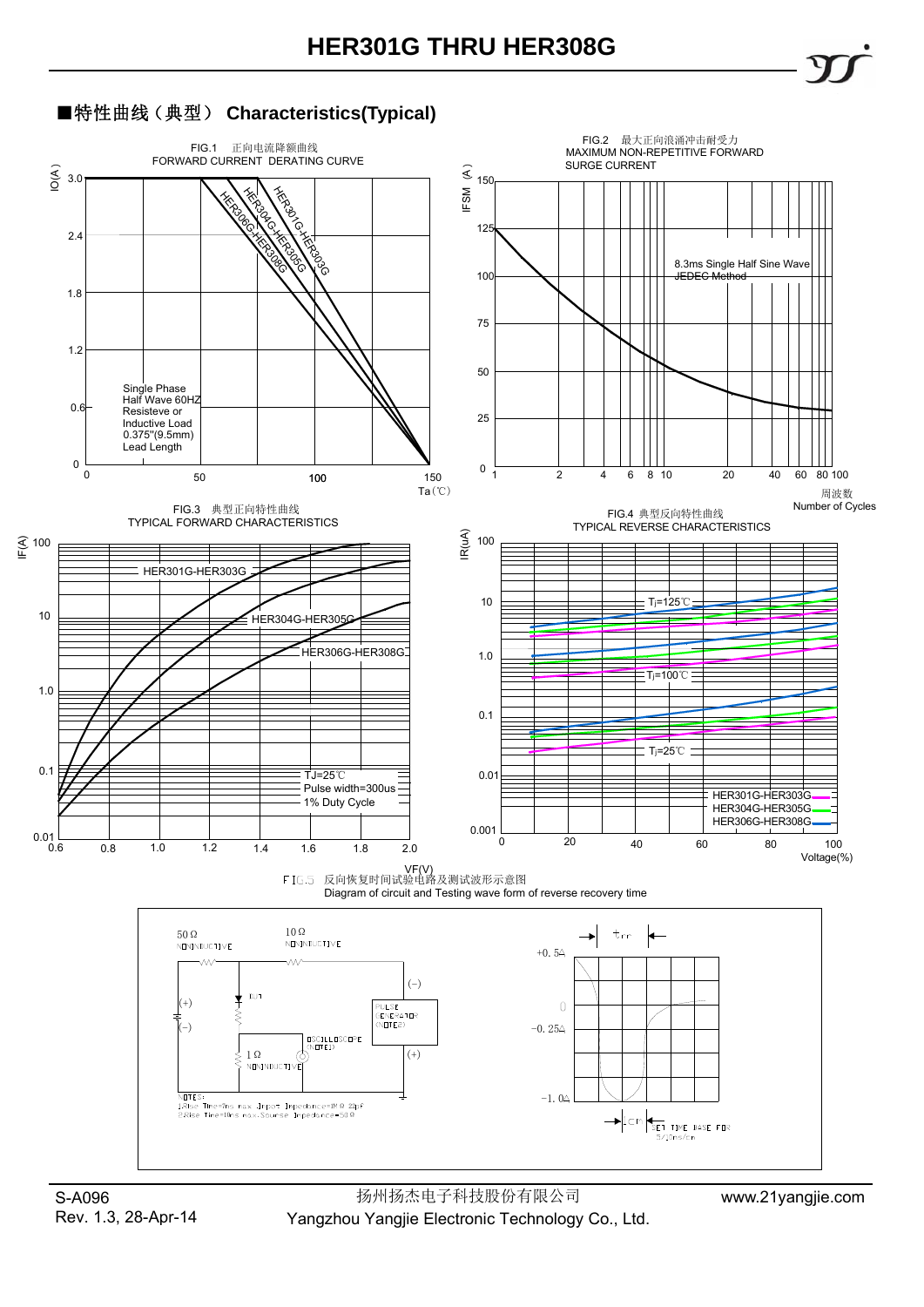# HER301G THRU HER308G

## ■特性曲线（典型） Characteristics(Typical)

FIG.1 正向电流降额曲线
FORWARD CURRENT DERATING CURVE

IO(A)
3.0
2.4
1.8
1.2
0.6
0
0
50
100
150
Ta(℃)

HER301G-HER303G
HER304G-HER305G
HER306G-HER308G

Single Phase
Half Wave 60HZ
Resisteve or
Inductive Load
0.375"(9.5mm)
Lead Length

FIG.2 最大正向浪涌冲击耐受力
MAXIMUM NON-REPETITIVE FORWARD
SURGE CURRENT

IFSM (A)
150
125
100
75
50
25
0
1
2
4
6
8
10
20
40
60
80
100
周波数
Number of Cycles

8.3ms Single Half Sine Wave
JEDEC Method

FIG.3 典型正向特性曲线
TYPICAL FORWARD CHARACTERISTICS

IF(A)
100
10
1.0
0.1
0.01
0.6
0.8
1.0
1.2
1.4
1.6
1.8
2.0
VF(V)

HER301G-HER303G
HER304G-HER305G
HER306G-HER308G

TJ=25℃
Pulse width=300us
1% Duty Cycle

FIG.4 典型反向特性曲线
TYPICAL REVERSE CHARACTERISTICS

IR(uA)
100
10
1.0
0.1
0.01
0.001
0
20
40
60
80
100
Voltage(%)

Tj=125℃
Tj=100℃
Tj=25℃

HER301G-HER303G
HER304G-HER305G
HER306G-HER308G

FIG.5 反向恢复时间试验电路及测试波形示意图
Diagram of circuit and Testing wave form of reverse recovery time

50Ω
NONINDUCTIVE
10Ω
NONINDUCTIVE
(+)
(-)
DUT
1Ω
NONINDUCTIVE
OSCILLOSCOPE
(NOTE1)
PULSE
GENERATOR
(NOTE2)
(-)
(+)

NOTES:
1.Rise Time=7ns max. Input Impedance=1MΩ 22pF
2.Rise Time=10ns max.Source Impedance=50Ω

trr
+0.5A
0
-0.25A
-1.0A
1cm
SET TIME BASE FOR
5/10ns/cm

S-A096
Rev. 1.3, 28-Apr-14

扬州扬杰电子科技股份有限公司
Yangzhou Yangjie Electronic Technology Co., Ltd.

www.21yangjie.com